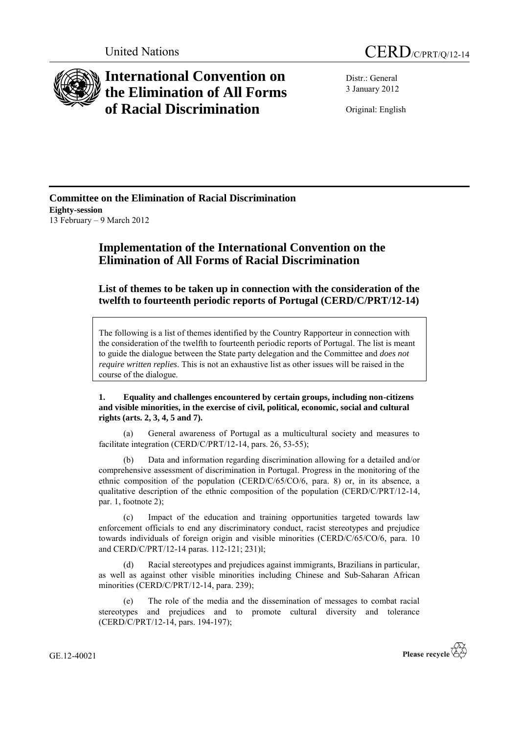United Nations

# CERD/C/PRT/Q/12-14

# International Convention on the Elimination of All Forms of Racial Discrimination

Distr.: General
3 January 2012

Original: English

**Committee on the Elimination of Racial Discrimination**
**Eighty-session**
13 February – 9 March 2012

## Implementation of the International Convention on the Elimination of All Forms of Racial Discrimination

### List of themes to be taken up in connection with the consideration of the twelfth to fourteenth periodic reports of Portugal (CERD/C/PRT/12-14)

The following is a list of themes identified by the Country Rapporteur in connection with the consideration of the twelfth to fourteenth periodic reports of Portugal. The list is meant to guide the dialogue between the State party delegation and the Committee and *does not require written replies*. This is not an exhaustive list as other issues will be raised in the course of the dialogue.

**1. Equality and challenges encountered by certain groups, including non-citizens and visible minorities, in the exercise of civil, political, economic, social and cultural rights (arts. 2, 3, 4, 5 and 7).**

(a) General awareness of Portugal as a multicultural society and measures to facilitate integration (CERD/C/PRT/12-14, pars. 26, 53-55);

(b) Data and information regarding discrimination allowing for a detailed and/or comprehensive assessment of discrimination in Portugal. Progress in the monitoring of the ethnic composition of the population (CERD/C/65/CO/6, para. 8) or, in its absence, a qualitative description of the ethnic composition of the population (CERD/C/PRT/12-14, par. 1, footnote 2);

(c) Impact of the education and training opportunities targeted towards law enforcement officials to end any discriminatory conduct, racist stereotypes and prejudice towards individuals of foreign origin and visible minorities (CERD/C/65/CO/6, para. 10 and CERD/C/PRT/12-14 paras. 112-121; 231)l;

(d) Racial stereotypes and prejudices against immigrants, Brazilians in particular, as well as against other visible minorities including Chinese and Sub-Saharan African minorities (CERD/C/PRT/12-14, para. 239);

(e) The role of the media and the dissemination of messages to combat racial stereotypes and prejudices and to promote cultural diversity and tolerance (CERD/C/PRT/12-14, pars. 194-197);

GE.12-40021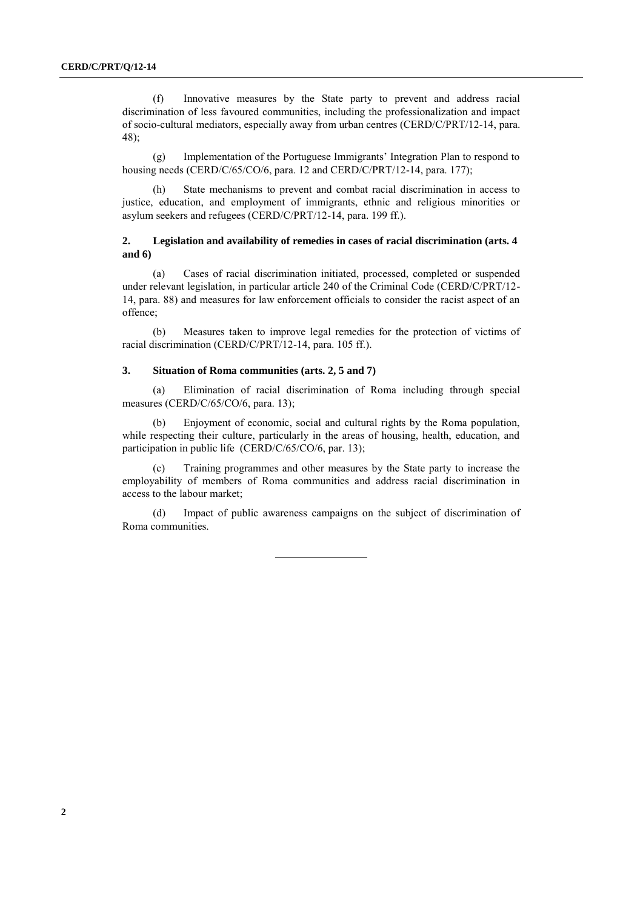(f) Innovative measures by the State party to prevent and address racial discrimination of less favoured communities, including the professionalization and impact of socio-cultural mediators, especially away from urban centres (CERD/C/PRT/12-14, para. 48);

(g) Implementation of the Portuguese Immigrants' Integration Plan to respond to housing needs (CERD/C/65/CO/6, para. 12 and CERD/C/PRT/12-14, para. 177);

(h) State mechanisms to prevent and combat racial discrimination in access to justice, education, and employment of immigrants, ethnic and religious minorities or asylum seekers and refugees (CERD/C/PRT/12-14, para. 199 ff.).

### 2. Legislation and availability of remedies in cases of racial discrimination (arts. 4 and 6)

(a) Cases of racial discrimination initiated, processed, completed or suspended under relevant legislation, in particular article 240 of the Criminal Code (CERD/C/PRT/12-14, para. 88) and measures for law enforcement officials to consider the racist aspect of an offence;

(b) Measures taken to improve legal remedies for the protection of victims of racial discrimination (CERD/C/PRT/12-14, para. 105 ff.).

### 3. Situation of Roma communities (arts. 2, 5 and 7)

(a) Elimination of racial discrimination of Roma including through special measures (CERD/C/65/CO/6, para. 13);

(b) Enjoyment of economic, social and cultural rights by the Roma population, while respecting their culture, particularly in the areas of housing, health, education, and participation in public life (CERD/C/65/CO/6, par. 13);

(c) Training programmes and other measures by the State party to increase the employability of members of Roma communities and address racial discrimination in access to the labour market;

(d) Impact of public awareness campaigns on the subject of discrimination of Roma communities.